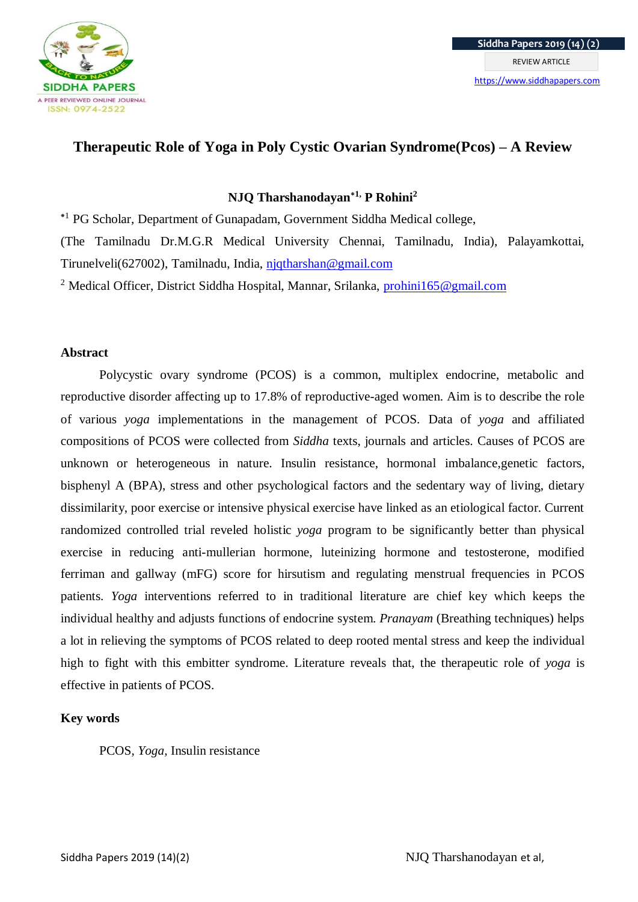# Therapeutic Role of Yoga in Poly Cystic Ovarian Syndrome(Pcos) – A Review

**NJQ Tharshanodayan[*1,] P Rohini[2]**

[*1] PG Scholar, Department of Gunapadam, Government Siddha Medical college, (The Tamilnadu Dr.M.G.R Medical University Chennai, Tamilnadu, India), Palayamkottai, Tirunelveli(627002), Tamilnadu, India, njqtharshan@gmail.com

[2] Medical Officer, District Siddha Hospital, Mannar, Srilanka, prohini165@gmail.com

## Abstract

Polycystic ovary syndrome (PCOS) is a common, multiplex endocrine, metabolic and reproductive disorder affecting up to 17.8% of reproductive-aged women. Aim is to describe the role of various *yoga* implementations in the management of PCOS. Data of *yoga* and affiliated compositions of PCOS were collected from *Siddha* texts, journals and articles. Causes of PCOS are unknown or heterogeneous in nature. Insulin resistance, hormonal imbalance,genetic factors, bisphenyl A (BPA), stress and other psychological factors and the sedentary way of living, dietary dissimilarity, poor exercise or intensive physical exercise have linked as an etiological factor. Current randomized controlled trial reveled holistic *yoga* program to be significantly better than physical exercise in reducing anti-mullerian hormone, luteinizing hormone and testosterone, modified ferriman and gallway (mFG) score for hirsutism and regulating menstrual frequencies in PCOS patients. *Yoga* interventions referred to in traditional literature are chief key which keeps the individual healthy and adjusts functions of endocrine system. *Pranayam* (Breathing techniques) helps a lot in relieving the symptoms of PCOS related to deep rooted mental stress and keep the individual high to fight with this embitter syndrome. Literature reveals that, the therapeutic role of *yoga* is effective in patients of PCOS.

## Key words

PCOS, *Yoga,* Insulin resistance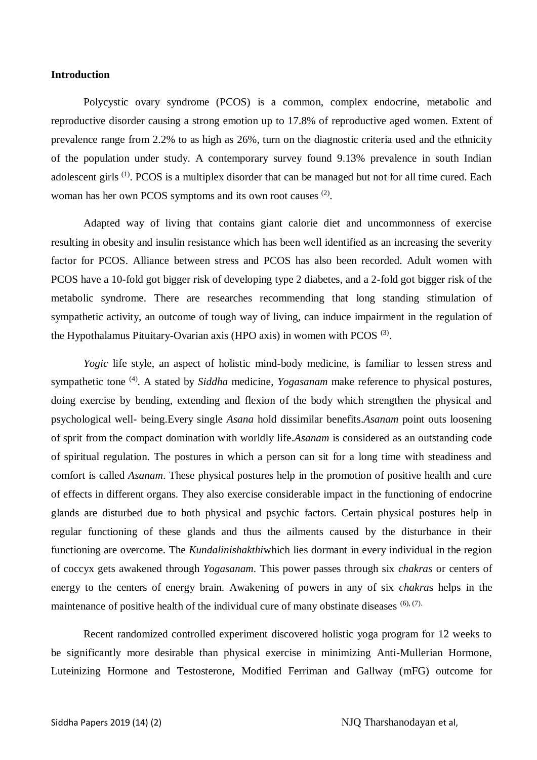**Introduction**

Polycystic ovary syndrome (PCOS) is a common, complex endocrine, metabolic and reproductive disorder causing a strong emotion up to 17.8% of reproductive aged women. Extent of prevalence range from 2.2% to as high as 26%, turn on the diagnostic criteria used and the ethnicity of the population under study. A contemporary survey found 9.13% prevalence in south Indian adolescent girls [1]. PCOS is a multiplex disorder that can be managed but not for all time cured. Each woman has her own PCOS symptoms and its own root causes [2].

Adapted way of living that contains giant calorie diet and uncommonness of exercise resulting in obesity and insulin resistance which has been well identified as an increasing the severity factor for PCOS. Alliance between stress and PCOS has also been recorded. Adult women with PCOS have a 10-fold got bigger risk of developing type 2 diabetes, and a 2-fold got bigger risk of the metabolic syndrome. There are researches recommending that long standing stimulation of sympathetic activity, an outcome of tough way of living, can induce impairment in the regulation of the Hypothalamus Pituitary-Ovarian axis (HPO axis) in women with PCOS [3].

*Yogic* life style, an aspect of holistic mind-body medicine, is familiar to lessen stress and sympathetic tone [4]. A stated by *Siddha* medicine, *Yogasanam* make reference to physical postures, doing exercise by bending, extending and flexion of the body which strengthen the physical and psychological well- being.Every single *Asana* hold dissimilar benefits.*Asanam* point outs loosening of sprit from the compact domination with worldly life.*Asanam* is considered as an outstanding code of spiritual regulation. The postures in which a person can sit for a long time with steadiness and comfort is called *Asanam*. These physical postures help in the promotion of positive health and cure of effects in different organs. They also exercise considerable impact in the functioning of endocrine glands are disturbed due to both physical and psychic factors. Certain physical postures help in regular functioning of these glands and thus the ailments caused by the disturbance in their functioning are overcome. The *Kundalinishakthi*which lies dormant in every individual in the region of coccyx gets awakened through *Yogasanam*. This power passes through six *chakras* or centers of energy to the centers of energy brain. Awakening of powers in any of six *chakra*s helps in the maintenance of positive health of the individual cure of many obstinate diseases [6], [7].

Recent randomized controlled experiment discovered holistic yoga program for 12 weeks to be significantly more desirable than physical exercise in minimizing Anti-Mullerian Hormone, Luteinizing Hormone and Testosterone, Modified Ferriman and Gallway (mFG) outcome for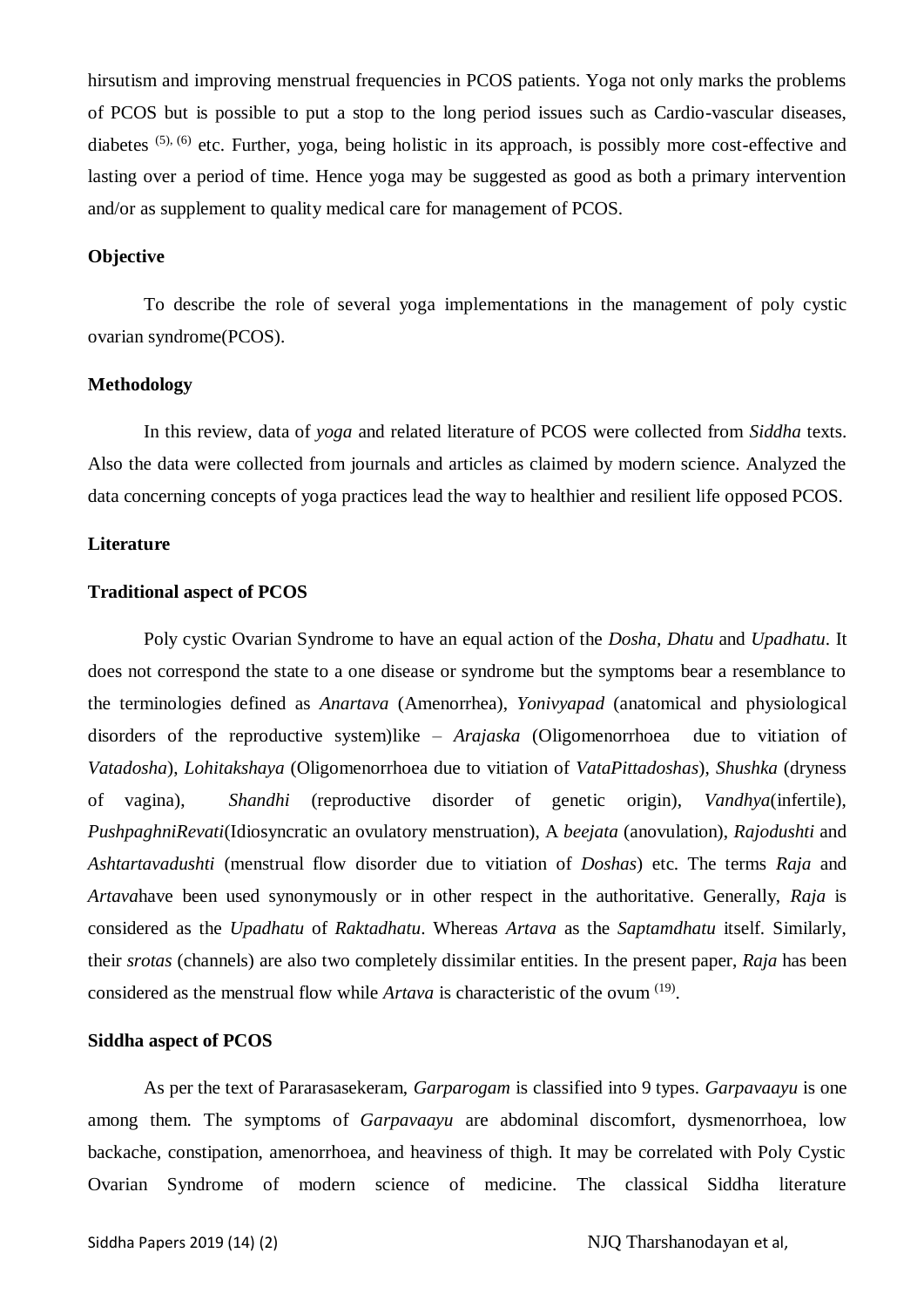hirsutism and improving menstrual frequencies in PCOS patients. Yoga not only marks the problems of PCOS but is possible to put a stop to the long period issues such as Cardio-vascular diseases, diabetes [5, 6] etc. Further, yoga, being holistic in its approach, is possibly more cost-effective and lasting over a period of time. Hence yoga may be suggested as good as both a primary intervention and/or as supplement to quality medical care for management of PCOS.

**Objective**

To describe the role of several yoga implementations in the management of poly cystic ovarian syndrome(PCOS).

**Methodology**

In this review, data of *yoga* and related literature of PCOS were collected from *Siddha* texts. Also the data were collected from journals and articles as claimed by modern science. Analyzed the data concerning concepts of yoga practices lead the way to healthier and resilient life opposed PCOS.

**Literature**

**Traditional aspect of PCOS**

Poly cystic Ovarian Syndrome to have an equal action of the *Dosha*, *Dhatu* and *Upadhatu*. It does not correspond the state to a one disease or syndrome but the symptoms bear a resemblance to the terminologies defined as *Anartava* (Amenorrhea), *Yonivyapad* (anatomical and physiological disorders of the reproductive system)like – *Arajaska* (Oligomenorrhoea due to vitiation of *Vatadosha*), *Lohitakshaya* (Oligomenorrhoea due to vitiation of *VataPittadoshas*), *Shushka* (dryness of vagina), *Shandhi* (reproductive disorder of genetic origin), *Vandhya*(infertile), *PushpaghniRevati*(Idiosyncratic an ovulatory menstruation), A *beejata* (anovulation), *Rajodushti* and *Ashtartavadushti* (menstrual flow disorder due to vitiation of *Doshas*) etc. The terms *Raja* and *Artava*have been used synonymously or in other respect in the authoritative. Generally, *Raja* is considered as the *Upadhatu* of *Raktadhatu*. Whereas *Artava* as the *Saptamdhatu* itself. Similarly, their *srotas* (channels) are also two completely dissimilar entities. In the present paper, *Raja* has been considered as the menstrual flow while *Artava* is characteristic of the ovum [19].

**Siddha aspect of PCOS**

As per the text of Pararasasekeram, *Garparogam* is classified into 9 types. *Garpavaayu* is one among them. The symptoms of *Garpavaayu* are abdominal discomfort, dysmenorrhoea, low backache, constipation, amenorrhoea, and heaviness of thigh. It may be correlated with Poly Cystic Ovarian Syndrome of modern science of medicine. The classical Siddha literature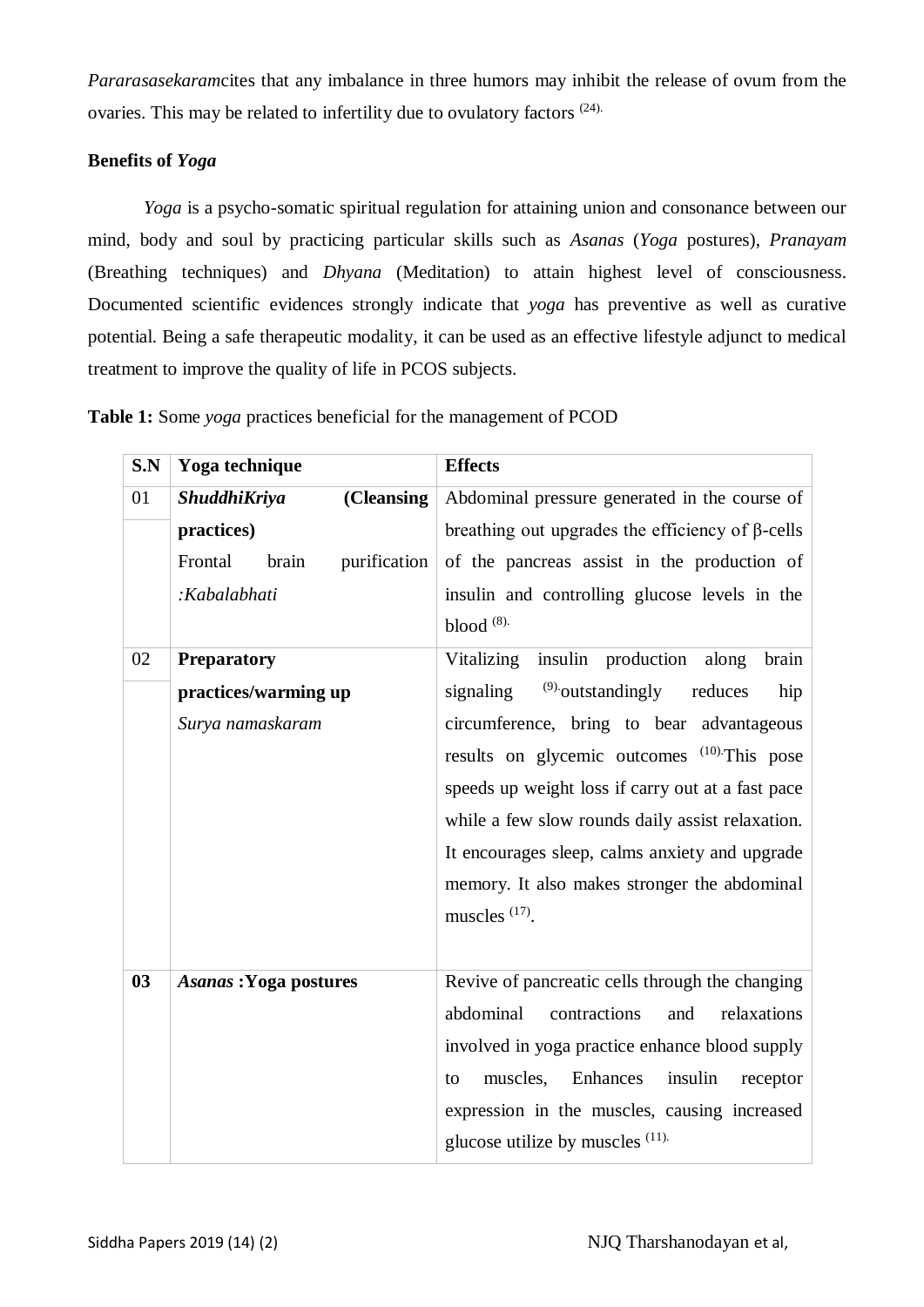*Pararasasekaram*cites that any imbalance in three humors may inhibit the release of ovum from the ovaries. This may be related to infertility due to ovulatory factors [24].

**Benefits of *Yoga***

*Yoga* is a psycho-somatic spiritual regulation for attaining union and consonance between our mind, body and soul by practicing particular skills such as *Asanas* (*Yoga* postures), *Pranayam* (Breathing techniques) and *Dhyana* (Meditation) to attain highest level of consciousness. Documented scientific evidences strongly indicate that *yoga* has preventive as well as curative potential. Being a safe therapeutic modality, it can be used as an effective lifestyle adjunct to medical treatment to improve the quality of life in PCOS subjects.

**Table 1:** Some *yoga* practices beneficial for the management of PCOD

| S.N | Yoga technique | Effects |
|---|---|---|
| 01 | ***ShuddhiKriya* (Cleansing practices)** Frontal brain purification *:Kabalabhati* | Abdominal pressure generated in the course of breathing out upgrades the efficiency of β-cells of the pancreas assist in the production of insulin and controlling glucose levels in the blood [8]. |
| 02 | **Preparatory practices/warming up** *Surya namaskaram* | Vitalizing insulin production along brain signaling [9] outstandingly reduces hip circumference, bring to bear advantageous results on glycemic outcomes [10] This pose speeds up weight loss if carry out at a fast pace while a few slow rounds daily assist relaxation. It encourages sleep, calms anxiety and upgrade memory. It also makes stronger the abdominal muscles [17]. |
| **03** | ***Asanas* :Yoga postures** | Revive of pancreatic cells through the changing abdominal contractions and relaxations involved in yoga practice enhance blood supply to muscles, Enhances insulin receptor expression in the muscles, causing increased glucose utilize by muscles [11]. |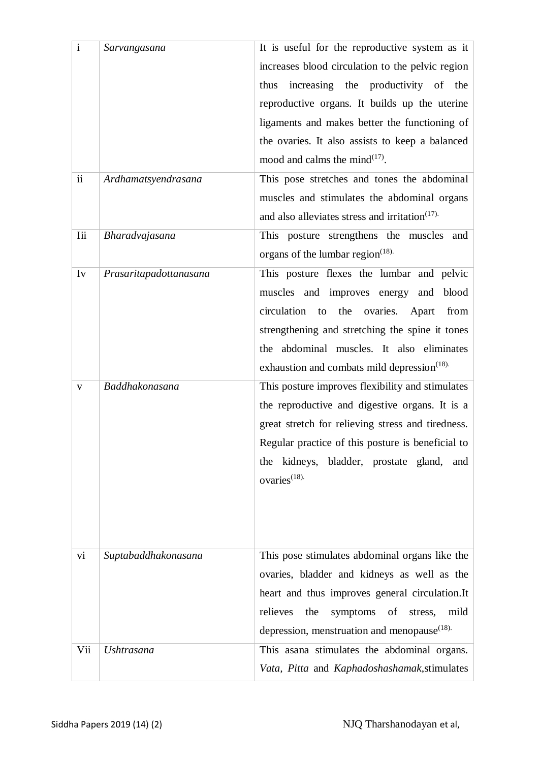| i | *Sarvangasana* | It is useful for the reproductive system as it increases blood circulation to the pelvic region thus increasing the productivity of the reproductive organs. It builds up the uterine ligaments and makes better the functioning of the ovaries. It also assists to keep a balanced mood and calms the mind[17]. |
|---|---|---|
| ii | *Ardhamatsyendrasana* | This pose stretches and tones the abdominal muscles and stimulates the abdominal organs and also alleviates stress and irritation[17]. |
| Iii | *Bharadvajasana* | This posture strengthens the muscles and organs of the lumbar region[18]. |
| Iv | *Prasaritapadottanasana* | This posture flexes the lumbar and pelvic muscles and improves energy and blood circulation to the ovaries. Apart from strengthening and stretching the spine it tones the abdominal muscles. It also eliminates exhaustion and combats mild depression[18]. |
| v | *Baddhakonasana* | This posture improves flexibility and stimulates the reproductive and digestive organs. It is a great stretch for relieving stress and tiredness. Regular practice of this posture is beneficial to the kidneys, bladder, prostate gland, and ovaries[18]. |
| vi | *Suptabaddhakonasana* | This pose stimulates abdominal organs like the ovaries, bladder and kidneys as well as the heart and thus improves general circulation.It relieves the symptoms of stress, mild depression, menstruation and menopause[18]. |
| Vii | *Ushtrasana* | This asana stimulates the abdominal organs. *Vata, Pitta* and *Kaphadoshashamak*,stimulates |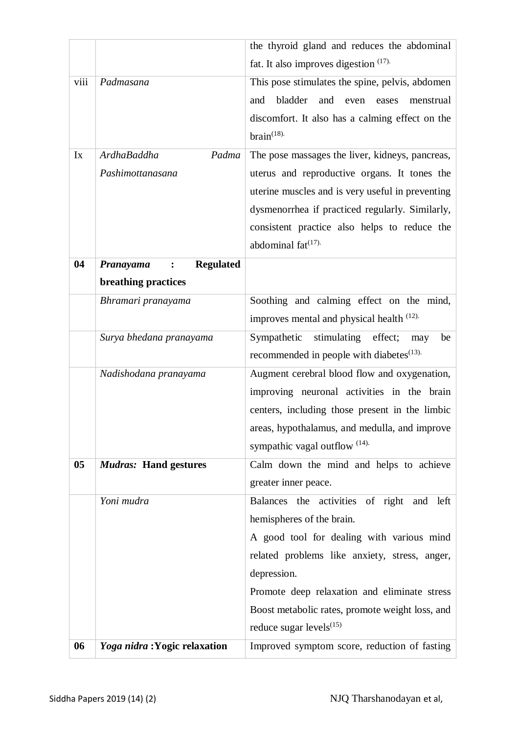|  |  | the thyroid gland and reduces the abdominal fat. It also improves digestion [17]. |
|---|---|---|
| viii | *Padmasana* | This pose stimulates the spine, pelvis, abdomen and bladder and even eases menstrual discomfort. It also has a calming effect on the brain[18]. |
| Ix | *ArdhaBaddha Padma Pashimottanasana* | The pose massages the liver, kidneys, pancreas, uterus and reproductive organs. It tones the uterine muscles and is very useful in preventing dysmenorrhea if practiced regularly. Similarly, consistent practice also helps to reduce the abdominal fat[17]. |
| **04** | ***Pranayama* : Regulated breathing practices** |  |
|  | *Bhramari pranayama* | Soothing and calming effect on the mind, improves mental and physical health [12]. |
|  | *Surya bhedana pranayama* | Sympathetic stimulating effect; may be recommended in people with diabetes[13]. |
|  | *Nadishodana pranayama* | Augment cerebral blood flow and oxygenation, improving neuronal activities in the brain centers, including those present in the limbic areas, hypothalamus, and medulla, and improve sympathetic vagal outflow [14]. |
| **05** | ***Mudras:* Hand gestures** | Calm down the mind and helps to achieve greater inner peace. |
|  | *Yoni mudra* | Balances the activities of right and left hemispheres of the brain. A good tool for dealing with various mind related problems like anxiety, stress, anger, depression. Promote deep relaxation and eliminate stress Boost metabolic rates, promote weight loss, and reduce sugar levels[15] |
| **06** | ***Yoga nidra* :Yogic relaxation** | Improved symptom score, reduction of fasting |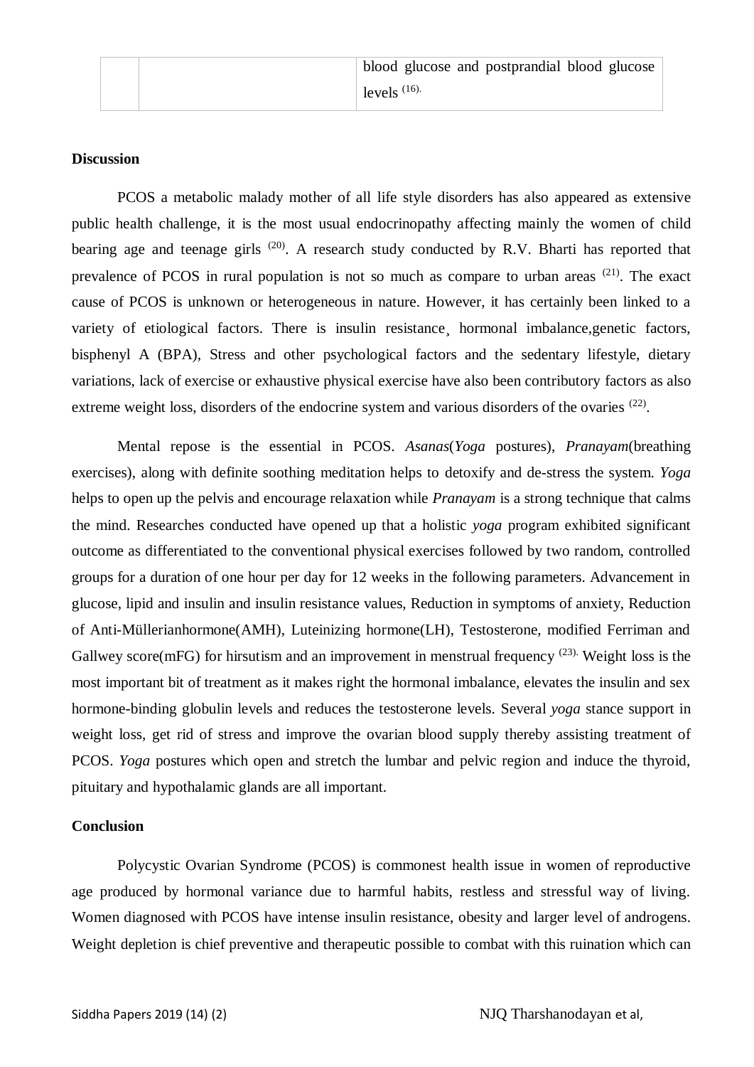| | | blood glucose and postprandial blood glucose levels [16]. |
|---|---|---|

**Discussion**

PCOS a metabolic malady mother of all life style disorders has also appeared as extensive public health challenge, it is the most usual endocrinopathy affecting mainly the women of child bearing age and teenage girls [20]. A research study conducted by R.V. Bharti has reported that prevalence of PCOS in rural population is not so much as compare to urban areas [21]. The exact cause of PCOS is unknown or heterogeneous in nature. However, it has certainly been linked to a variety of etiological factors. There is insulin resistance¸ hormonal imbalance,genetic factors, bisphenyl A (BPA), Stress and other psychological factors and the sedentary lifestyle, dietary variations, lack of exercise or exhaustive physical exercise have also been contributory factors as also extreme weight loss, disorders of the endocrine system and various disorders of the ovaries [22].

Mental repose is the essential in PCOS. *Asanas*(*Yoga* postures), *Pranayam*(breathing exercises), along with definite soothing meditation helps to detoxify and de-stress the system. *Yoga* helps to open up the pelvis and encourage relaxation while *Pranayam* is a strong technique that calms the mind. Researches conducted have opened up that a holistic *yoga* program exhibited significant outcome as differentiated to the conventional physical exercises followed by two random, controlled groups for a duration of one hour per day for 12 weeks in the following parameters. Advancement in glucose, lipid and insulin and insulin resistance values, Reduction in symptoms of anxiety, Reduction of Anti-Müllerianhormone(AMH), Luteinizing hormone(LH), Testosterone, modified Ferriman and Gallwey score(mFG) for hirsutism and an improvement in menstrual frequency [23]. Weight loss is the most important bit of treatment as it makes right the hormonal imbalance, elevates the insulin and sex hormone-binding globulin levels and reduces the testosterone levels. Several *yoga* stance support in weight loss, get rid of stress and improve the ovarian blood supply thereby assisting treatment of PCOS. *Yoga* postures which open and stretch the lumbar and pelvic region and induce the thyroid, pituitary and hypothalamic glands are all important.

**Conclusion**

Polycystic Ovarian Syndrome (PCOS) is commonest health issue in women of reproductive age produced by hormonal variance due to harmful habits, restless and stressful way of living. Women diagnosed with PCOS have intense insulin resistance, obesity and larger level of androgens. Weight depletion is chief preventive and therapeutic possible to combat with this ruination which can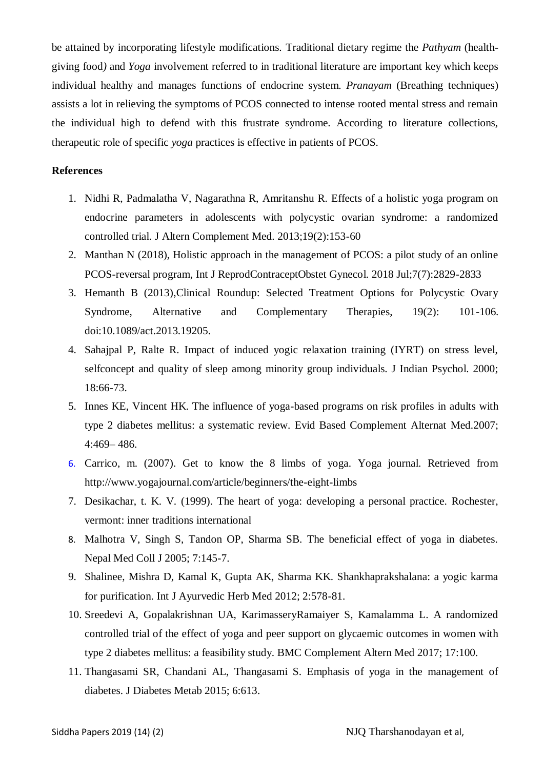be attained by incorporating lifestyle modifications. Traditional dietary regime the *Pathyam* (health-giving food*)* and *Yoga* involvement referred to in traditional literature are important key which keeps individual healthy and manages functions of endocrine system. *Pranayam* (Breathing techniques) assists a lot in relieving the symptoms of PCOS connected to intense rooted mental stress and remain the individual high to defend with this frustrate syndrome. According to literature collections, therapeutic role of specific *yoga* practices is effective in patients of PCOS.

**References**

1. Nidhi R, Padmalatha V, Nagarathna R, Amritanshu R. Effects of a holistic yoga program on endocrine parameters in adolescents with polycystic ovarian syndrome: a randomized controlled trial. J Altern Complement Med. 2013;19(2):153-60
2. Manthan N (2018), Holistic approach in the management of PCOS: a pilot study of an online PCOS-reversal program, Int J ReprodContraceptObstet Gynecol. 2018 Jul;7(7):2829-2833
3. Hemanth B (2013),Clinical Roundup: Selected Treatment Options for Polycystic Ovary Syndrome, Alternative and Complementary Therapies, 19(2): 101-106. doi:10.1089/act.2013.19205.
4. Sahajpal P, Ralte R. Impact of induced yogic relaxation training (IYRT) on stress level, selfconcept and quality of sleep among minority group individuals. J Indian Psychol. 2000; 18:66-73.
5. Innes KE, Vincent HK. The influence of yoga-based programs on risk profiles in adults with type 2 diabetes mellitus: a systematic review. Evid Based Complement Alternat Med.2007; 4:469– 486.
6. Carrico, m. (2007). Get to know the 8 limbs of yoga. Yoga journal. Retrieved from http://www.yogajournal.com/article/beginners/the-eight-limbs
7. Desikachar, t. K. V. (1999). The heart of yoga: developing a personal practice. Rochester, vermont: inner traditions international
8. Malhotra V, Singh S, Tandon OP, Sharma SB. The beneficial effect of yoga in diabetes. Nepal Med Coll J 2005; 7:145-7.
9. Shalinee, Mishra D, Kamal K, Gupta AK, Sharma KK. Shankhaprakshalana: a yogic karma for purification. Int J Ayurvedic Herb Med 2012; 2:578-81.
10. Sreedevi A, Gopalakrishnan UA, KarimasseryRamaiyer S, Kamalamma L. A randomized controlled trial of the effect of yoga and peer support on glycaemic outcomes in women with type 2 diabetes mellitus: a feasibility study. BMC Complement Altern Med 2017; 17:100.
11. Thangasami SR, Chandani AL, Thangasami S. Emphasis of yoga in the management of diabetes. J Diabetes Metab 2015; 6:613.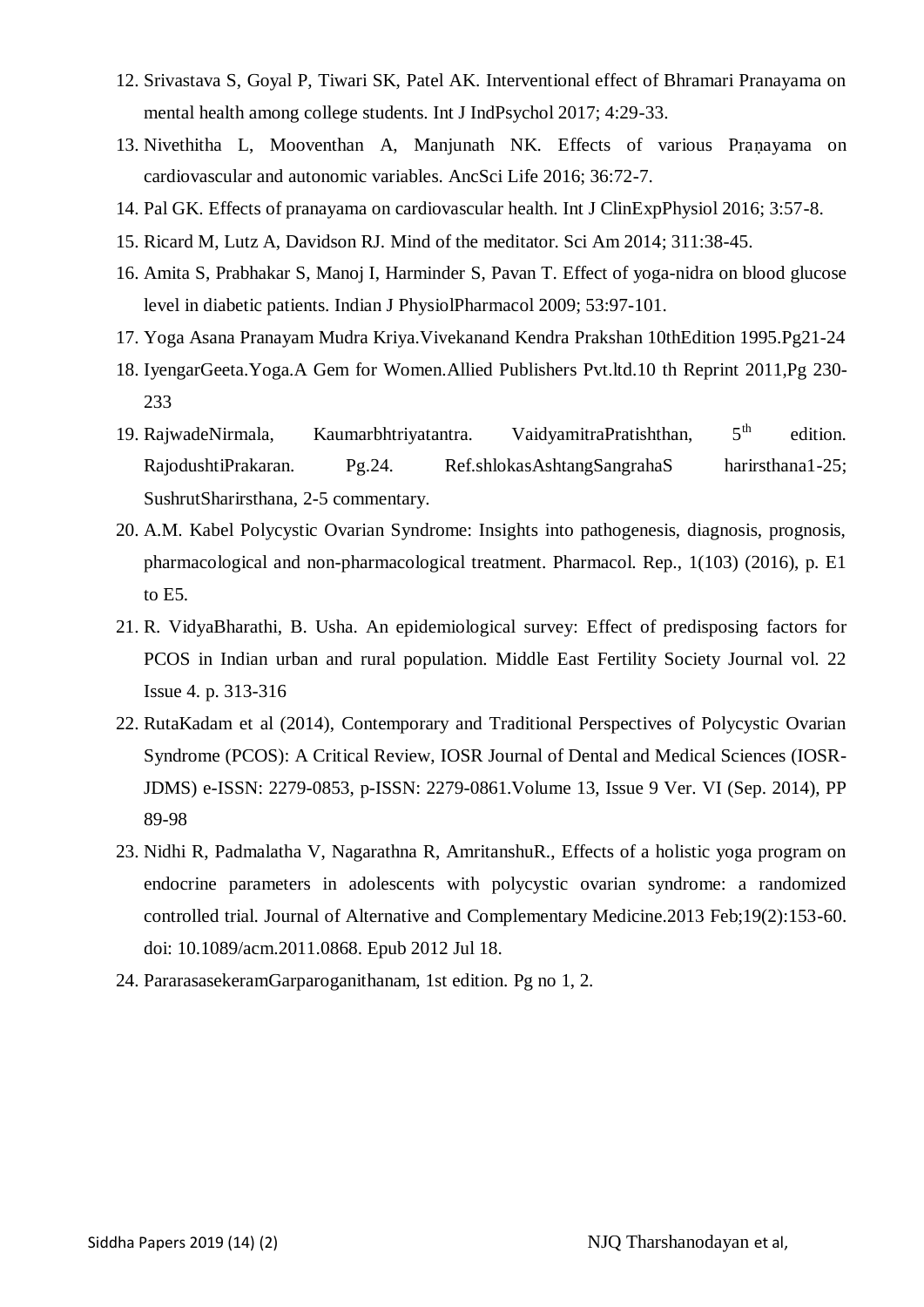12. Srivastava S, Goyal P, Tiwari SK, Patel AK. Interventional effect of Bhramari Pranayama on mental health among college students. Int J IndPsychol 2017; 4:29-33.
13. Nivethitha L, Mooventhan A, Manjunath NK. Effects of various Praṇayama on cardiovascular and autonomic variables. AncSci Life 2016; 36:72-7.
14. Pal GK. Effects of pranayama on cardiovascular health. Int J ClinExpPhysiol 2016; 3:57-8.
15. Ricard M, Lutz A, Davidson RJ. Mind of the meditator. Sci Am 2014; 311:38-45.
16. Amita S, Prabhakar S, Manoj I, Harminder S, Pavan T. Effect of yoga-nidra on blood glucose level in diabetic patients. Indian J PhysiolPharmacol 2009; 53:97-101.
17. Yoga Asana Pranayam Mudra Kriya.Vivekanand Kendra Prakshan 10thEdition 1995.Pg21-24
18. IyengarGeeta.Yoga.A Gem for Women.Allied Publishers Pvt.ltd.10 th Reprint 2011,Pg 230-233
19. RajwadeNirmala, Kaumarbhtriyatantra. VaidyamitraPratishthan, 5th edition. RajodushtiPrakaran. Pg.24. Ref.shlokasAshtangSangrahaS harirsthana1-25; SushrutSharirsthana, 2-5 commentary.
20. A.M. Kabel Polycystic Ovarian Syndrome: Insights into pathogenesis, diagnosis, prognosis, pharmacological and non-pharmacological treatment. Pharmacol. Rep., 1(103) (2016), p. E1 to E5.
21. R. VidyaBharathi, B. Usha. An epidemiological survey: Effect of predisposing factors for PCOS in Indian urban and rural population. Middle East Fertility Society Journal vol. 22 Issue 4. p. 313-316
22. RutaKadam et al (2014), Contemporary and Traditional Perspectives of Polycystic Ovarian Syndrome (PCOS): A Critical Review, IOSR Journal of Dental and Medical Sciences (IOSR-JDMS) e-ISSN: 2279-0853, p-ISSN: 2279-0861.Volume 13, Issue 9 Ver. VI (Sep. 2014), PP 89-98
23. Nidhi R, Padmalatha V, Nagarathna R, AmritanshuR., Effects of a holistic yoga program on endocrine parameters in adolescents with polycystic ovarian syndrome: a randomized controlled trial. Journal of Alternative and Complementary Medicine.2013 Feb;19(2):153-60. doi: 10.1089/acm.2011.0868. Epub 2012 Jul 18.
24. PararasasekeramGarparoganithanam, 1st edition. Pg no 1, 2.